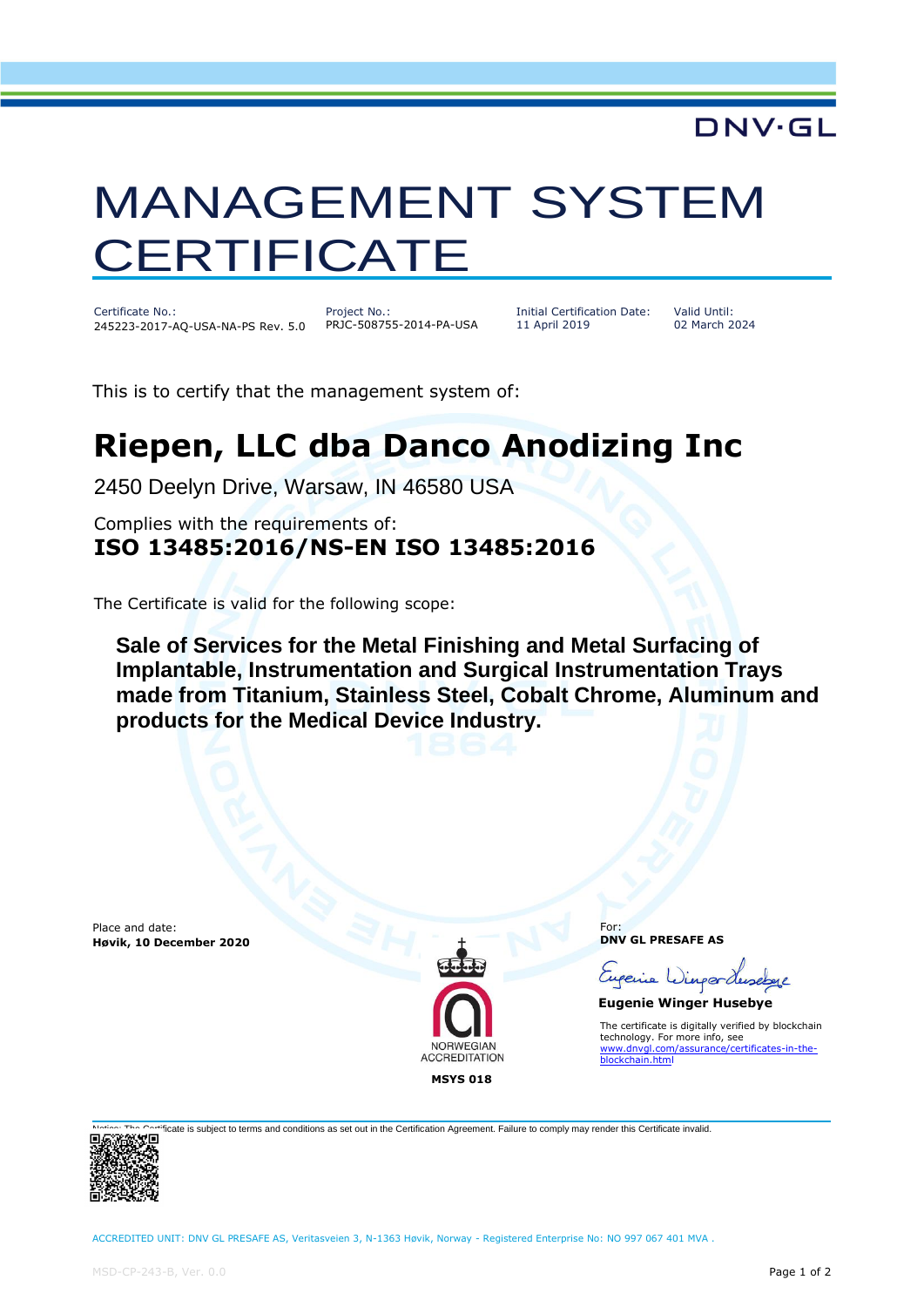DNV·GL

# MANAGEMENT SYSTEM CERTIFICATE

| Certificate No.: | Project No.: | Initial Certification Date: | Valid Until: |
| --- | --- | --- | --- |
| 245223-2017-AQ-USA-NA-PS Rev. 5.0 | PRJC-508755-2014-PA-USA | 11 April 2019 | 02 March 2024 |

This is to certify that the management system of:

## Riepen, LLC dba Danco Anodizing Inc

2450 Deelyn Drive, Warsaw, IN 46580 USA

Complies with the requirements of:

**ISO 13485:2016/NS-EN ISO 13485:2016**

The Certificate is valid for the following scope:

**Sale of Services for the Metal Finishing and Metal Surfacing of Implantable, Instrumentation and Surgical Instrumentation Trays made from Titanium, Stainless Steel, Cobalt Chrome, Aluminum and products for the Medical Device Industry.**

Place and date:
**Høvik, 10 December 2020**

NORWEGIAN ACCREDITATION
**MSYS 018**

For:
**DNV GL PRESAFE AS**

**Eugenie Winger Husebye**

The certificate is digitally verified by blockchain technology. For more info, see www.dnvgl.com/assurance/certificates-in-the-blockchain.html

Notice: The Certificate is subject to terms and conditions as set out in the Certification Agreement. Failure to comply may render this Certificate invalid.

ACCREDITED UNIT: DNV GL PRESAFE AS, Veritasveien 3, N-1363 Høvik, Norway - Registered Enterprise No: NO 997 067 401 MVA .

MSD-CP-243-B, Ver. 0.0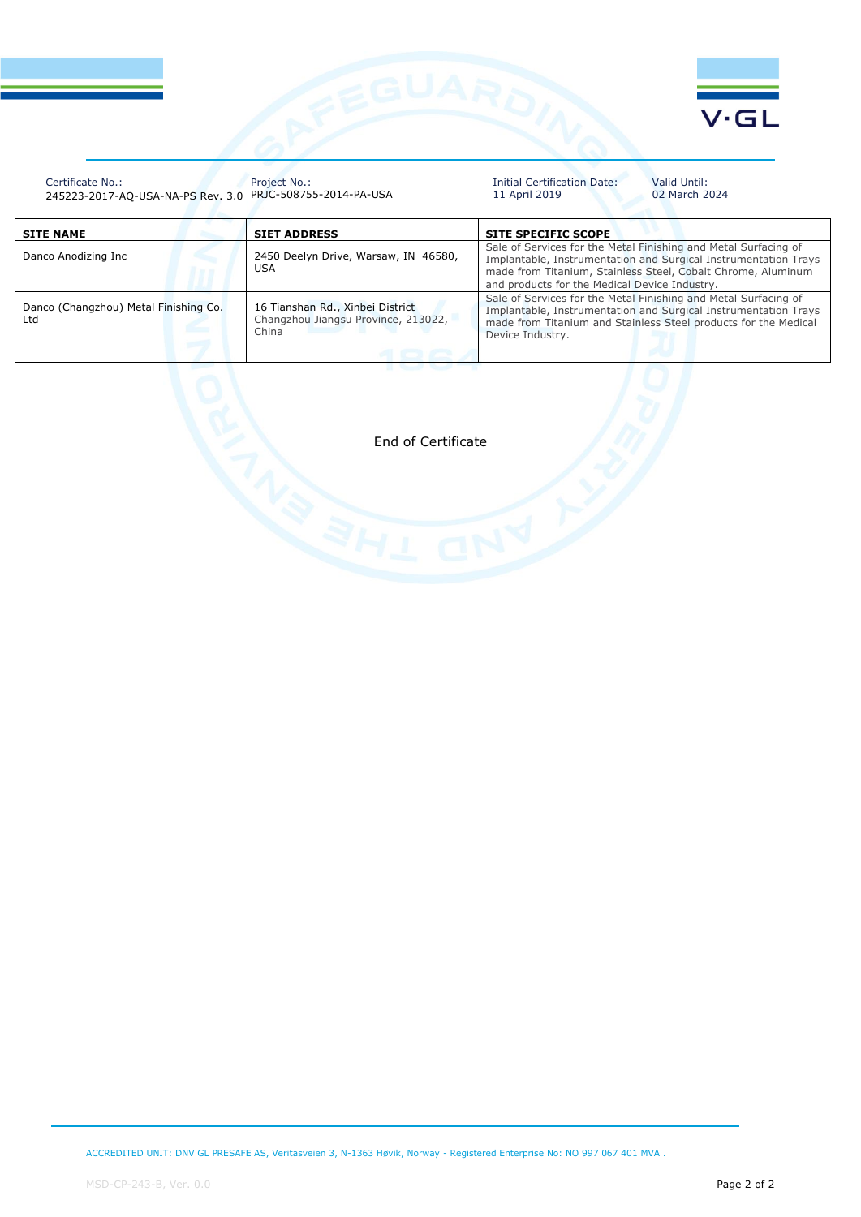Certificate No.:
245223-2017-AQ-USA-NA-PS Rev. 3.0

Project No.:
PRJC-508755-2014-PA-USA

Initial Certification Date:
11 April 2019

Valid Until:
02 March 2024

| SITE NAME | SIET ADDRESS | SITE SPECIFIC SCOPE |
|---|---|---|
| Danco Anodizing Inc | 2450 Deelyn Drive, Warsaw, IN 46580, USA | Sale of Services for the Metal Finishing and Metal Surfacing of Implantable, Instrumentation and Surgical Instrumentation Trays made from Titanium, Stainless Steel, Cobalt Chrome, Aluminum and products for the Medical Device Industry. |
| Danco (Changzhou) Metal Finishing Co. Ltd | 16 Tianshan Rd., Xinbei District Changzhou Jiangsu Province, 213022, China | Sale of Services for the Metal Finishing and Metal Surfacing of Implantable, Instrumentation and Surgical Instrumentation Trays made from Titanium and Stainless Steel products for the Medical Device Industry. |

End of Certificate

ACCREDITED UNIT: DNV GL PRESAFE AS, Veritasveien 3, N-1363 Høvik, Norway - Registered Enterprise No: NO 997 067 401 MVA .

MSD-CP-243-B, Ver. 0.0